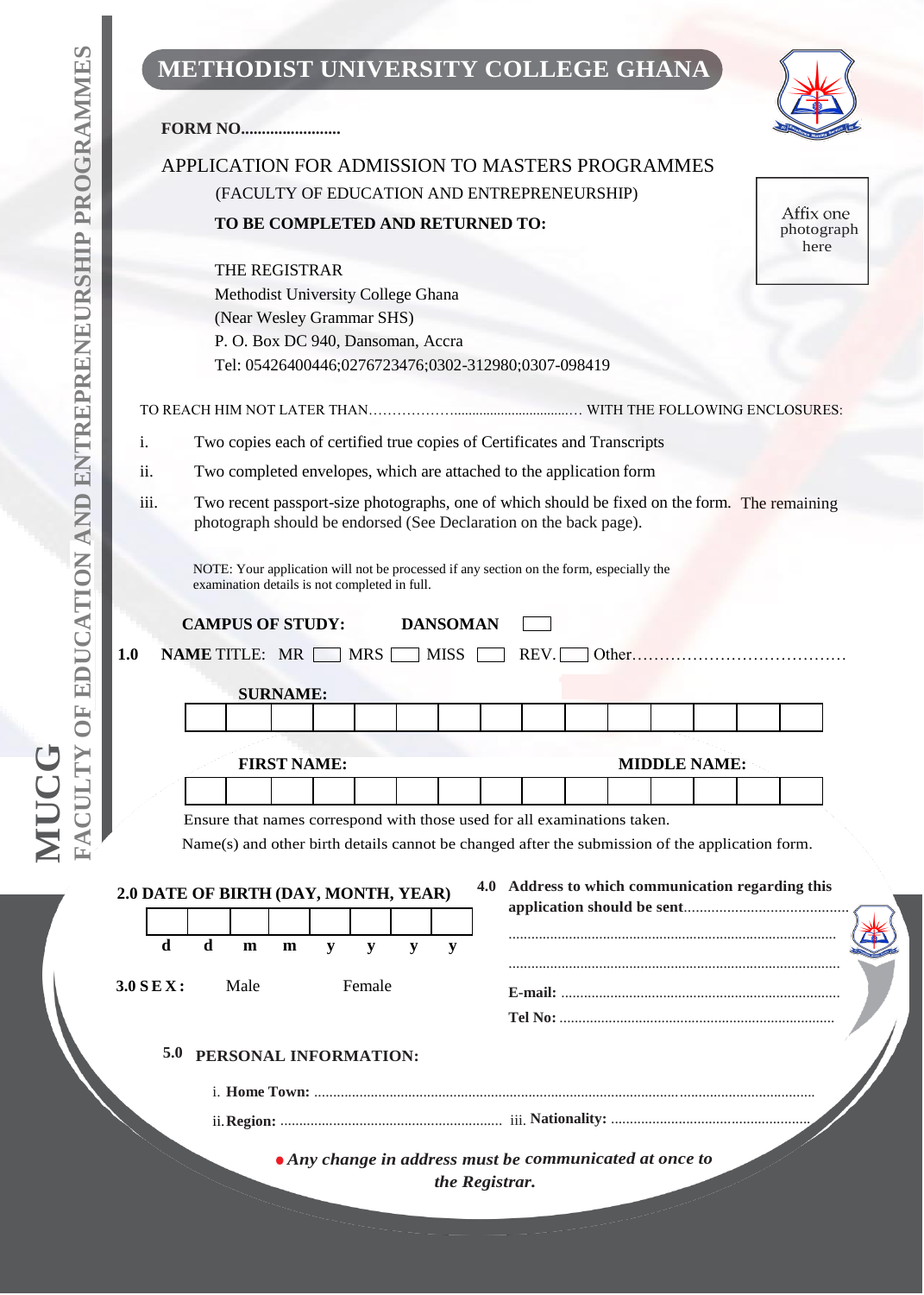# METHODIST UNIVERSITY COLLEGE GHANA

**MUCG**
**FACULTY OF EDUCATION AND ENTREPRENEURSHIP PROGRAMMES**

**FORM NO........................**

## APPLICATION FOR ADMISSION TO MASTERS PROGRAMMES

(FACULTY OF EDUCATION AND ENTREPRENEURSHIP)

**TO BE COMPLETED AND RETURNED TO:**

Affix one photograph here

THE REGISTRAR
Methodist University College Ghana
(Near Wesley Grammar SHS)
P. O. Box DC 940, Dansoman, Accra
Tel: 05426400446;0276723476;0302-312980;0307-098419

TO REACH HIM NOT LATER THAN……………….................................… WITH THE FOLLOWING ENCLOSURES:

i. Two copies each of certified true copies of Certificates and Transcripts
ii. Two completed envelopes, which are attached to the application form
iii. Two recent passport-size photographs, one of which should be fixed on the form. The remaining photograph should be endorsed (See Declaration on the back page).

NOTE: Your application will not be processed if any section on the form, especially the examination details is not completed in full.

**CAMPUS OF STUDY:** **DANSOMAN** ☐

**1.0 NAME** TITLE: MR ☐ MRS ☐ MISS ☐ REV. ☐ Other…………………………………

**SURNAME:**

| | | | | | | | | | | | | | | |
|---|---|---|---|---|---|---|---|---|---|---|---|---|---|---|
| | | | | | | | | | | | | | | |

**FIRST NAME:** **MIDDLE NAME:**

| | | | | | | | | | | | | | | |
|---|---|---|---|---|---|---|---|---|---|---|---|---|---|---|
| | | | | | | | | | | | | | | |

Ensure that names correspond with those used for all examinations taken.
Name(s) and other birth details cannot be changed after the submission of the application form.

**2.0 DATE OF BIRTH (DAY, MONTH, YEAR)**

| | | | | | | | |
|---|---|---|---|---|---|---|---|
| | | | | | | | |
| **d** | **d** | **m** | **m** | **y** | **y** | **y** | **y** |

**3.0 S E X :** Male Female

**4.0 Address to which communication regarding this application should be sent**..........................................

......................................................................................

......................................................................................

**E-mail:** .........................................................................

**Tel No:** ........................................................................

**5.0 PERSONAL INFORMATION:**

i. **Home Town:** ..................................................................................................................................

ii. **Region:** .......................................................... iii. **Nationality:** ....................................................

• ***Any change in address must be communicated at once to the Registrar.***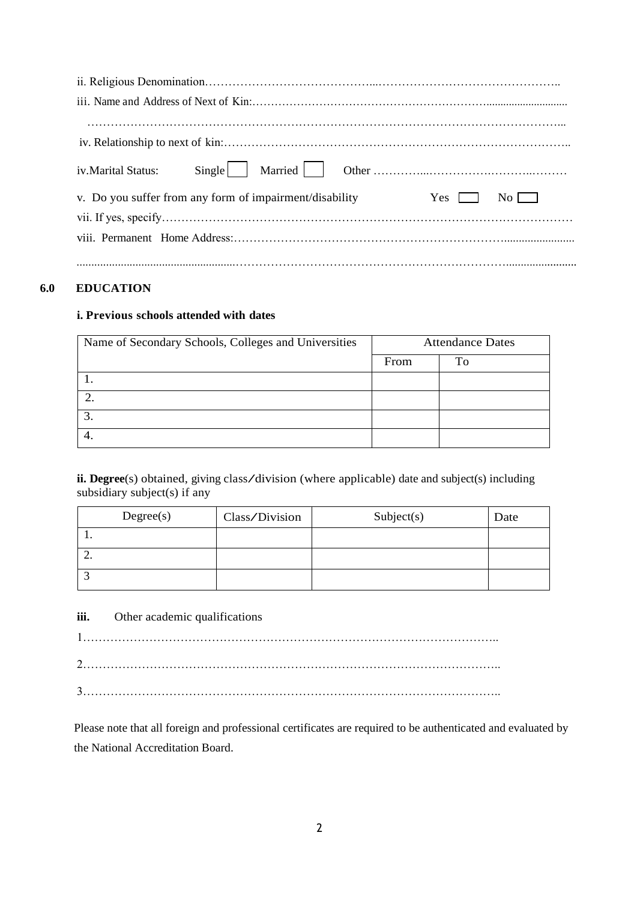ii. Religious Denomination………………………………………………………………………………..

iii. Name and Address of Next of Kin:……………………………………………………………............................

…………………………………………………………………………………………………………...

iv. Relationship to next of kin:…………………………………………………………………………..

iv.Marital Status: Single ☐ Married ☐ Other ……………………………………………

v. Do you suffer from any form of impairment/disability Yes ☐ No ☐

vii. If yes, specify…………………………………………………………………………………………

viii. Permanent Home Address:……………………………………………………………........................

..................................................……………………………………………………………........................

## 6.0 EDUCATION

**i. Previous schools attended with dates**

| Name of Secondary Schools, Colleges and Universities | Attendance Dates | |
|---|---|---|
| | From | To |
| 1. | | |
| 2. | | |
| 3. | | |
| 4. | | |

**ii. Degree**(s) obtained, giving class/division (where applicable) date and subject(s) including subsidiary subject(s) if any

| Degree(s) | Class/Division | Subject(s) | Date |
|---|---|---|---|
| 1. | | | |
| 2. | | | |
| 3 | | | |

**iii.** Other academic qualifications

1…………………………………………………………………………………………..

2…………………………………………………………………………………………..

3…………………………………………………………………………………………..

Please note that all foreign and professional certificates are required to be authenticated and evaluated by the National Accreditation Board.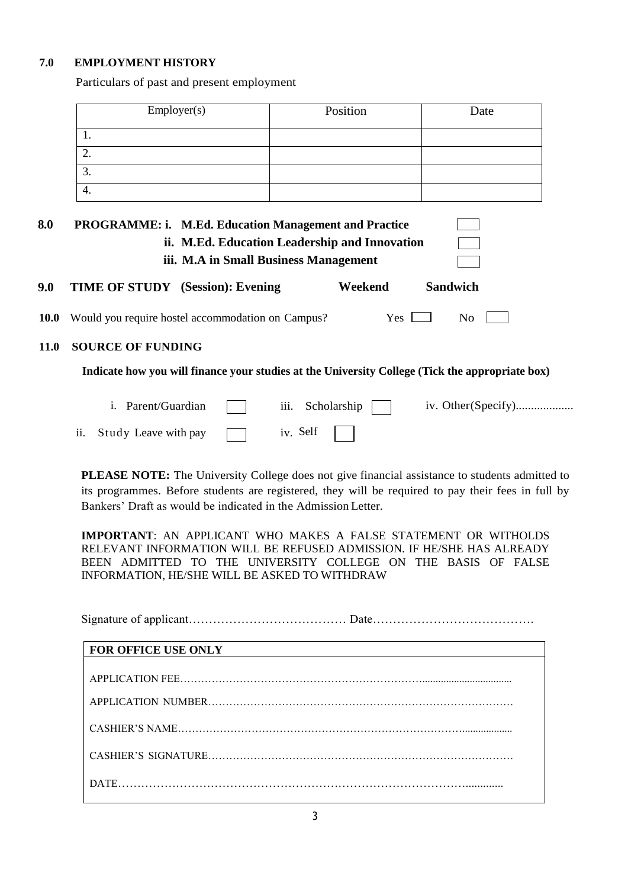**7.0 EMPLOYMENT HISTORY**

Particulars of past and present employment

| Employer(s) | Position | Date |
|---|---|---|
| 1. | | |
| 2. | | |
| 3. | | |
| 4. | | |

**8.0 PROGRAMME: i. M.Ed. Education Management and Practice** ☐

**ii. M.Ed. Education Leadership and Innovation** ☐

**iii. M.A in Small Business Management** ☐

**9.0 TIME OF STUDY (Session): Evening Weekend Sandwich**

**10.0** Would you require hostel accommodation on Campus? Yes ☐ No ☐

**11.0 SOURCE OF FUNDING**

**Indicate how you will finance your studies at the University College (Tick the appropriate box)**

i. Parent/Guardian ☐ iii. Scholarship ☐ iv. Other(Specify)..................

ii. Study Leave with pay ☐ iv. Self ☐

**PLEASE NOTE:** The University College does not give financial assistance to students admitted to its programmes. Before students are registered, they will be required to pay their fees in full by Bankers' Draft as would be indicated in the Admission Letter.

**IMPORTANT**: AN APPLICANT WHO MAKES A FALSE STATEMENT OR WITHOLDS RELEVANT INFORMATION WILL BE REFUSED ADMISSION. IF HE/SHE HAS ALREADY BEEN ADMITTED TO THE UNIVERSITY COLLEGE ON THE BASIS OF FALSE INFORMATION, HE/SHE WILL BE ASKED TO WITHDRAW

Signature of applicant………………………………… Date………………………………….

**FOR OFFICE USE ONLY**

APPLICATION FEE…………………………………………………………….................................

APPLICATION NUMBER…………………………………………………………………………

CASHIER'S NAME…………………………………………………………………….................

CASHIER'S SIGNATURE…………………………………………………………………………

DATE………………………………………………………………………………….............